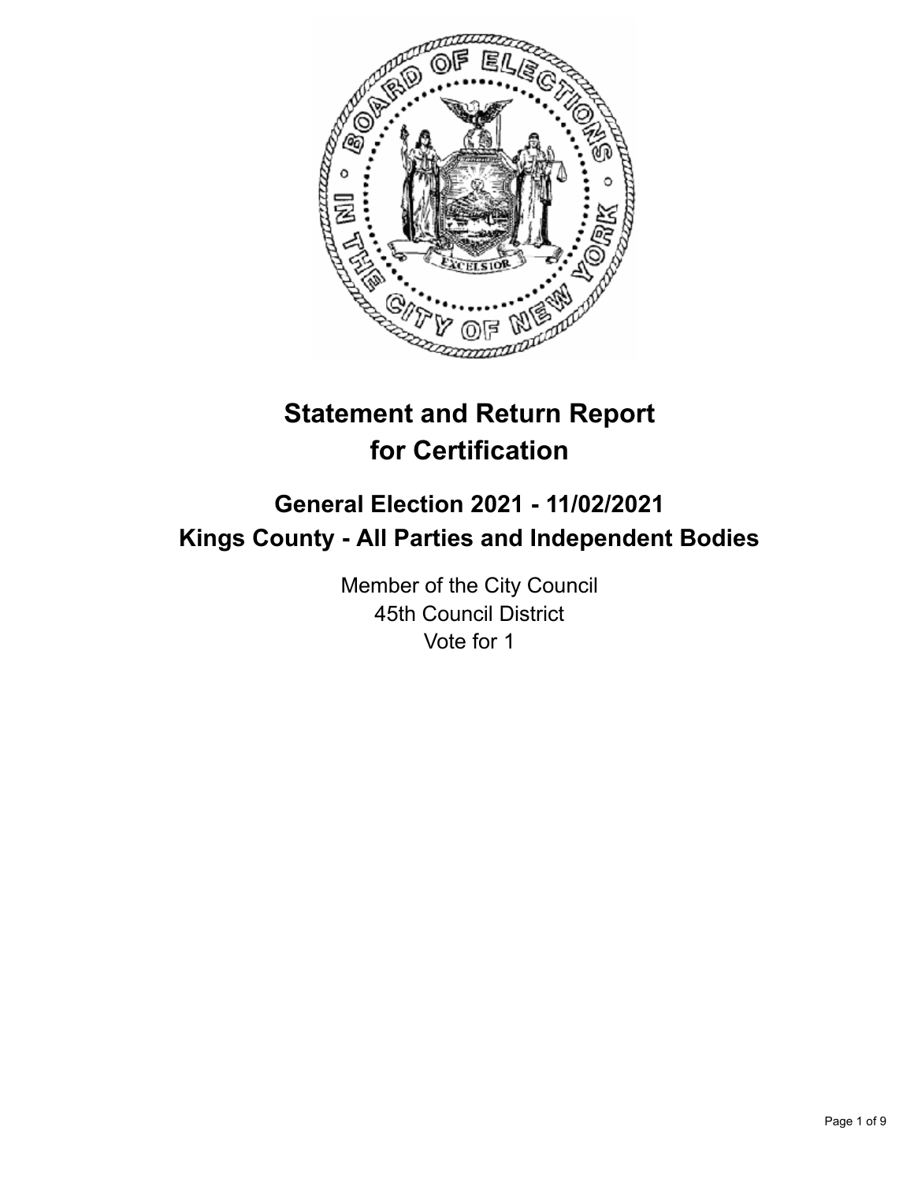# Statement and Return Report for Certification

## General Election 2021 - 11/02/2021
## Kings County - All Parties and Independent Bodies

Member of the City Council
45th Council District
Vote for 1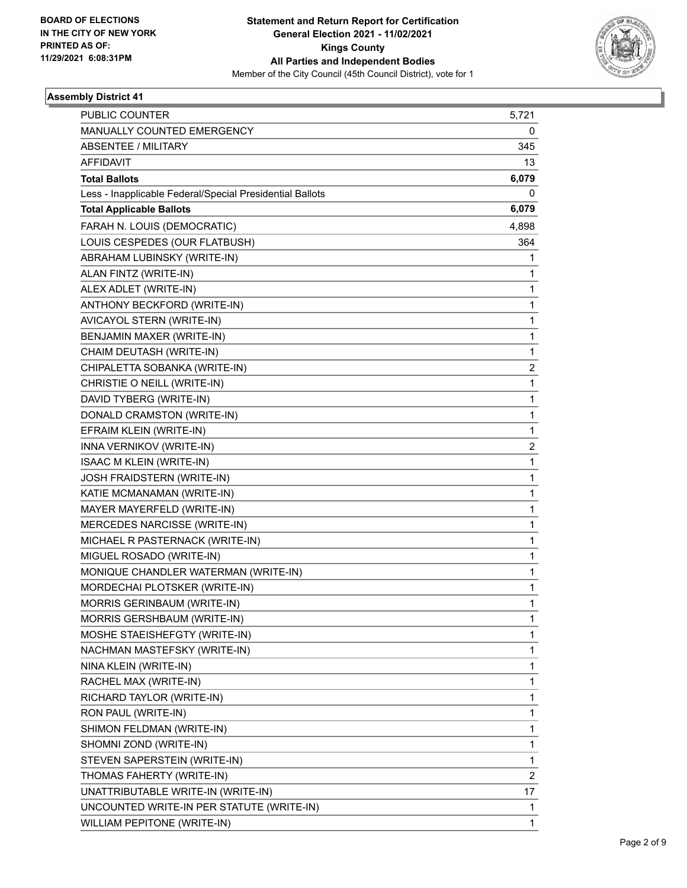BOARD OF ELECTIONS
IN THE CITY OF NEW YORK
PRINTED AS OF:
11/29/2021 6:08:31PM

**Statement and Return Report for Certification**
**General Election 2021 - 11/02/2021**
**Kings County**
**All Parties and Independent Bodies**
Member of the City Council (45th Council District), vote for 1

## Assembly District 41

| | |
|---|---|
| PUBLIC COUNTER | 5,721 |
| MANUALLY COUNTED EMERGENCY | 0 |
| ABSENTEE / MILITARY | 345 |
| AFFIDAVIT | 13 |
| **Total Ballots** | **6,079** |
| Less - Inapplicable Federal/Special Presidential Ballots | 0 |
| **Total Applicable Ballots** | **6,079** |
| FARAH N. LOUIS (DEMOCRATIC) | 4,898 |
| LOUIS CESPEDES (OUR FLATBUSH) | 364 |
| ABRAHAM LUBINSKY (WRITE-IN) | 1 |
| ALAN FINTZ (WRITE-IN) | 1 |
| ALEX ADLET (WRITE-IN) | 1 |
| ANTHONY BECKFORD (WRITE-IN) | 1 |
| AVICAYOL STERN (WRITE-IN) | 1 |
| BENJAMIN MAXER (WRITE-IN) | 1 |
| CHAIM DEUTASH (WRITE-IN) | 1 |
| CHIPALETTA SOBANKA (WRITE-IN) | 2 |
| CHRISTIE O NEILL (WRITE-IN) | 1 |
| DAVID TYBERG (WRITE-IN) | 1 |
| DONALD CRAMSTON (WRITE-IN) | 1 |
| EFRAIM KLEIN (WRITE-IN) | 1 |
| INNA VERNIKOV (WRITE-IN) | 2 |
| ISAAC M KLEIN (WRITE-IN) | 1 |
| JOSH FRAIDSTERN (WRITE-IN) | 1 |
| KATIE MCMANAMAN (WRITE-IN) | 1 |
| MAYER MAYERFELD (WRITE-IN) | 1 |
| MERCEDES NARCISSE (WRITE-IN) | 1 |
| MICHAEL R PASTERNACK (WRITE-IN) | 1 |
| MIGUEL ROSADO (WRITE-IN) | 1 |
| MONIQUE CHANDLER WATERMAN (WRITE-IN) | 1 |
| MORDECHAI PLOTSKER (WRITE-IN) | 1 |
| MORRIS GERINBAUM (WRITE-IN) | 1 |
| MORRIS GERSHBAUM (WRITE-IN) | 1 |
| MOSHE STAEISHEFGTY (WRITE-IN) | 1 |
| NACHMAN MASTEFSKY (WRITE-IN) | 1 |
| NINA KLEIN (WRITE-IN) | 1 |
| RACHEL MAX (WRITE-IN) | 1 |
| RICHARD TAYLOR (WRITE-IN) | 1 |
| RON PAUL (WRITE-IN) | 1 |
| SHIMON FELDMAN (WRITE-IN) | 1 |
| SHOMNI ZOND (WRITE-IN) | 1 |
| STEVEN SAPERSTEIN (WRITE-IN) | 1 |
| THOMAS FAHERTY (WRITE-IN) | 2 |
| UNATTRIBUTABLE WRITE-IN (WRITE-IN) | 17 |
| UNCOUNTED WRITE-IN PER STATUTE (WRITE-IN) | 1 |
| WILLIAM PEPITONE (WRITE-IN) | 1 |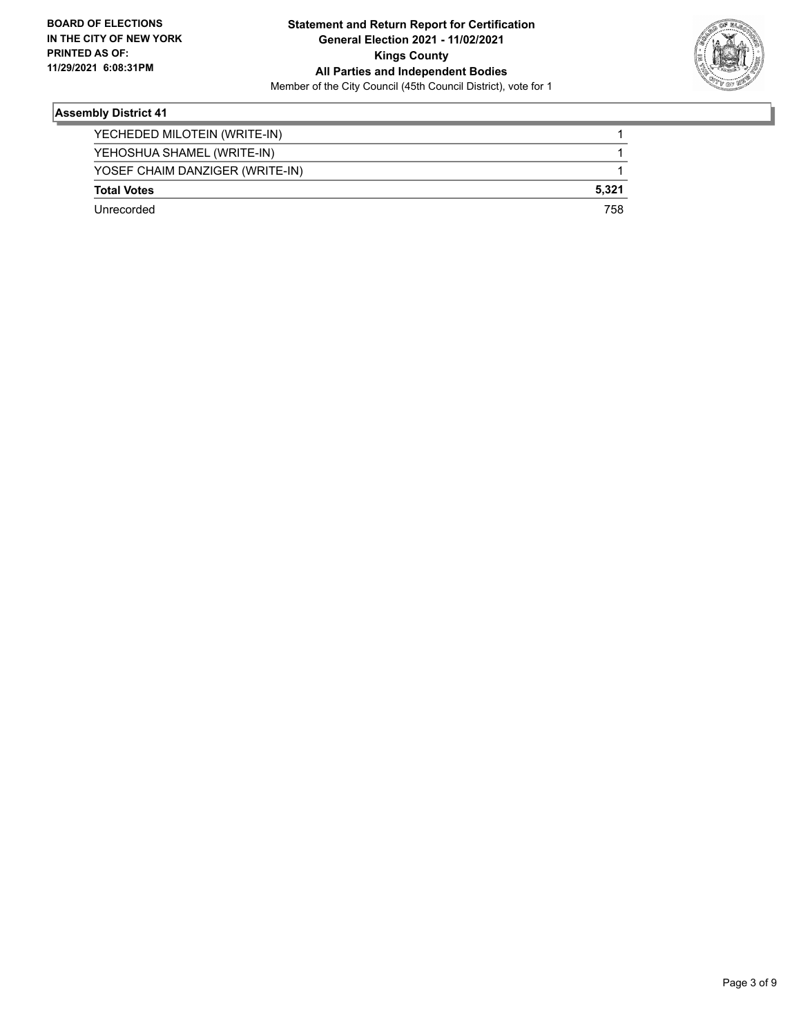## Assembly District 41

| Candidate | Votes |
|---|---|
| YECHEDED MILOTEIN (WRITE-IN) | 1 |
| YEHOSHUA SHAMEL (WRITE-IN) | 1 |
| YOSEF CHAIM DANZIGER (WRITE-IN) | 1 |
| **Total Votes** | **5,321** |
| Unrecorded | 758 |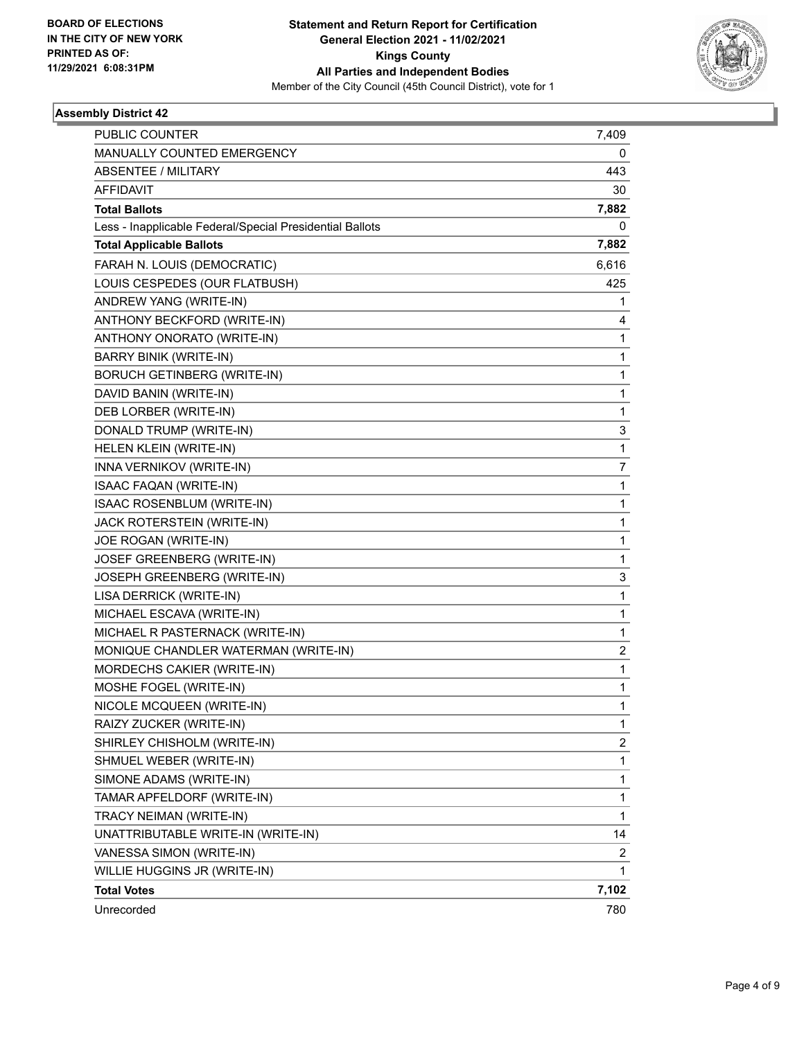**BOARD OF ELECTIONS IN THE CITY OF NEW YORK PRINTED AS OF: 11/29/2021 6:08:31PM**

**Statement and Return Report for Certification**
**General Election 2021 - 11/02/2021**
**Kings County**
**All Parties and Independent Bodies**
Member of the City Council (45th Council District), vote for 1

### Assembly District 42

| | |
|---|---|
| PUBLIC COUNTER | 7,409 |
| MANUALLY COUNTED EMERGENCY | 0 |
| ABSENTEE / MILITARY | 443 |
| AFFIDAVIT | 30 |
| **Total Ballots** | **7,882** |
| Less - Inapplicable Federal/Special Presidential Ballots | 0 |
| **Total Applicable Ballots** | **7,882** |
| FARAH N. LOUIS (DEMOCRATIC) | 6,616 |
| LOUIS CESPEDES (OUR FLATBUSH) | 425 |
| ANDREW YANG (WRITE-IN) | 1 |
| ANTHONY BECKFORD (WRITE-IN) | 4 |
| ANTHONY ONORATO (WRITE-IN) | 1 |
| BARRY BINIK (WRITE-IN) | 1 |
| BORUCH GETINBERG (WRITE-IN) | 1 |
| DAVID BANIN (WRITE-IN) | 1 |
| DEB LORBER (WRITE-IN) | 1 |
| DONALD TRUMP (WRITE-IN) | 3 |
| HELEN KLEIN (WRITE-IN) | 1 |
| INNA VERNIKOV (WRITE-IN) | 7 |
| ISAAC FAQAN (WRITE-IN) | 1 |
| ISAAC ROSENBLUM (WRITE-IN) | 1 |
| JACK ROTERSTEIN (WRITE-IN) | 1 |
| JOE ROGAN (WRITE-IN) | 1 |
| JOSEF GREENBERG (WRITE-IN) | 1 |
| JOSEPH GREENBERG (WRITE-IN) | 3 |
| LISA DERRICK (WRITE-IN) | 1 |
| MICHAEL ESCAVA (WRITE-IN) | 1 |
| MICHAEL R PASTERNACK (WRITE-IN) | 1 |
| MONIQUE CHANDLER WATERMAN (WRITE-IN) | 2 |
| MORDECHS CAKIER (WRITE-IN) | 1 |
| MOSHE FOGEL (WRITE-IN) | 1 |
| NICOLE MCQUEEN (WRITE-IN) | 1 |
| RAIZY ZUCKER (WRITE-IN) | 1 |
| SHIRLEY CHISHOLM (WRITE-IN) | 2 |
| SHMUEL WEBER (WRITE-IN) | 1 |
| SIMONE ADAMS (WRITE-IN) | 1 |
| TAMAR APFELDORF (WRITE-IN) | 1 |
| TRACY NEIMAN (WRITE-IN) | 1 |
| UNATTRIBUTABLE WRITE-IN (WRITE-IN) | 14 |
| VANESSA SIMON (WRITE-IN) | 2 |
| WILLIE HUGGINS JR (WRITE-IN) | 1 |
| **Total Votes** | **7,102** |
| Unrecorded | 780 |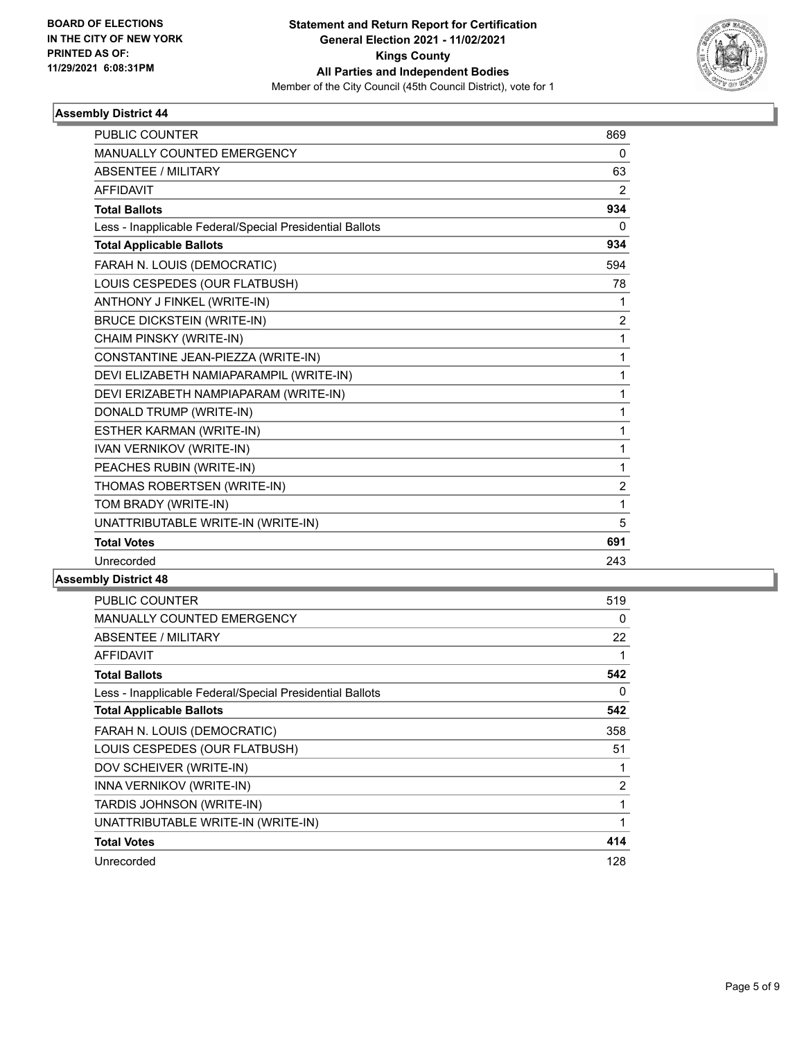**BOARD OF ELECTIONS IN THE CITY OF NEW YORK PRINTED AS OF: 11/29/2021 6:08:31PM**

**Statement and Return Report for Certification General Election 2021 - 11/02/2021 Kings County All Parties and Independent Bodies**

Member of the City Council (45th Council District), vote for 1

### Assembly District 44

| | |
|---|---|
| PUBLIC COUNTER | 869 |
| MANUALLY COUNTED EMERGENCY | 0 |
| ABSENTEE / MILITARY | 63 |
| AFFIDAVIT | 2 |
| **Total Ballots** | **934** |
| Less - Inapplicable Federal/Special Presidential Ballots | 0 |
| **Total Applicable Ballots** | **934** |
| FARAH N. LOUIS (DEMOCRATIC) | 594 |
| LOUIS CESPEDES (OUR FLATBUSH) | 78 |
| ANTHONY J FINKEL (WRITE-IN) | 1 |
| BRUCE DICKSTEIN (WRITE-IN) | 2 |
| CHAIM PINSKY (WRITE-IN) | 1 |
| CONSTANTINE JEAN-PIEZZA (WRITE-IN) | 1 |
| DEVI ELIZABETH NAMIAPARAMPIL (WRITE-IN) | 1 |
| DEVI ERIZABETH NAMPIAPARAM (WRITE-IN) | 1 |
| DONALD TRUMP (WRITE-IN) | 1 |
| ESTHER KARMAN (WRITE-IN) | 1 |
| IVAN VERNIKOV (WRITE-IN) | 1 |
| PEACHES RUBIN (WRITE-IN) | 1 |
| THOMAS ROBERTSEN (WRITE-IN) | 2 |
| TOM BRADY (WRITE-IN) | 1 |
| UNATTRIBUTABLE WRITE-IN (WRITE-IN) | 5 |
| **Total Votes** | **691** |
| Unrecorded | 243 |

### Assembly District 48

| | |
|---|---|
| PUBLIC COUNTER | 519 |
| MANUALLY COUNTED EMERGENCY | 0 |
| ABSENTEE / MILITARY | 22 |
| AFFIDAVIT | 1 |
| **Total Ballots** | **542** |
| Less - Inapplicable Federal/Special Presidential Ballots | 0 |
| **Total Applicable Ballots** | **542** |
| FARAH N. LOUIS (DEMOCRATIC) | 358 |
| LOUIS CESPEDES (OUR FLATBUSH) | 51 |
| DOV SCHEIVER (WRITE-IN) | 1 |
| INNA VERNIKOV (WRITE-IN) | 2 |
| TARDIS JOHNSON (WRITE-IN) | 1 |
| UNATTRIBUTABLE WRITE-IN (WRITE-IN) | 1 |
| **Total Votes** | **414** |
| Unrecorded | 128 |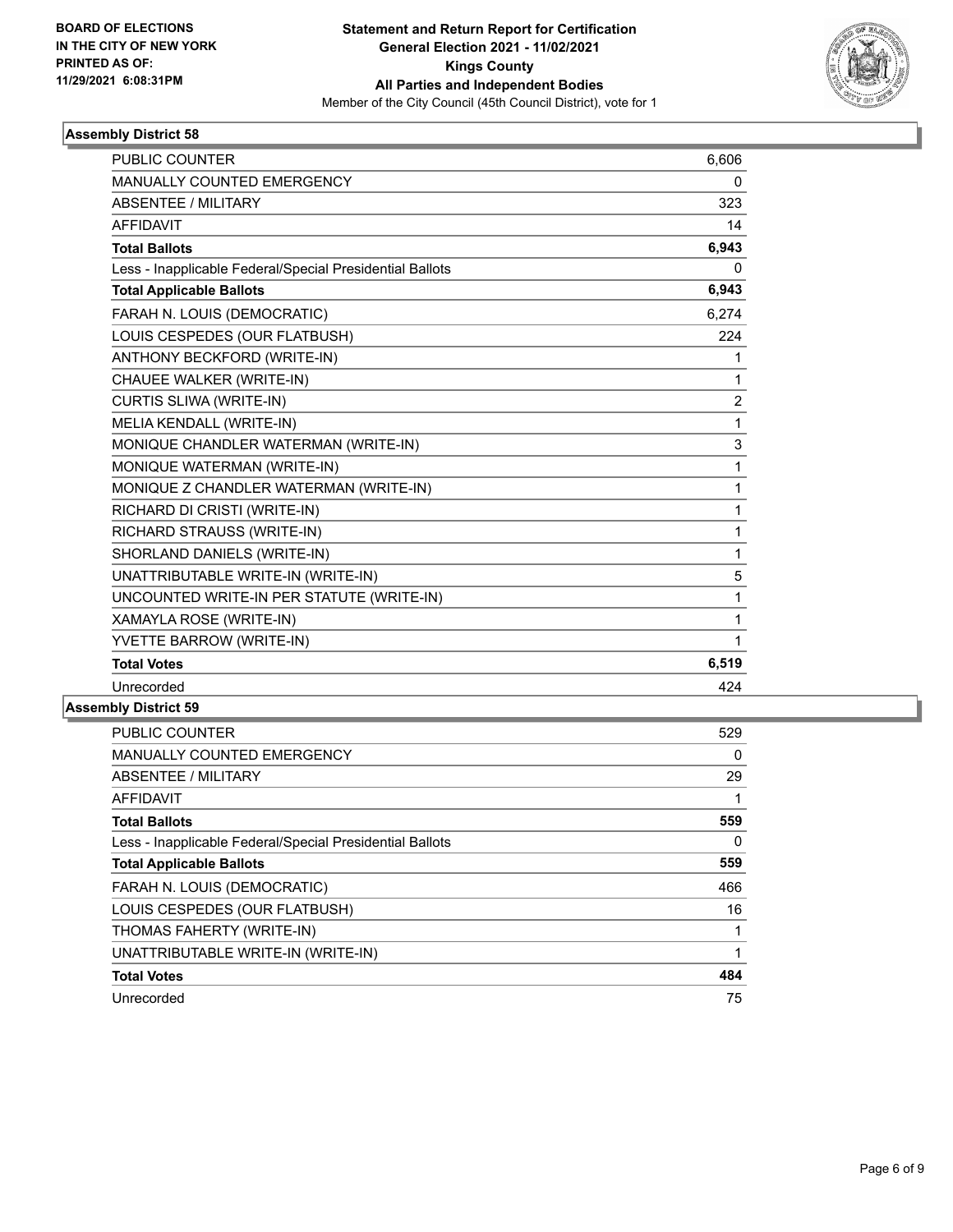**BOARD OF ELECTIONS IN THE CITY OF NEW YORK PRINTED AS OF: 11/29/2021 6:08:31PM**

**Statement and Return Report for Certification General Election 2021 - 11/02/2021 Kings County All Parties and Independent Bodies**

Member of the City Council (45th Council District), vote for 1

## Assembly District 58

| | |
|---|---|
| PUBLIC COUNTER | 6,606 |
| MANUALLY COUNTED EMERGENCY | 0 |
| ABSENTEE / MILITARY | 323 |
| AFFIDAVIT | 14 |
| **Total Ballots** | **6,943** |
| Less - Inapplicable Federal/Special Presidential Ballots | 0 |
| **Total Applicable Ballots** | **6,943** |
| FARAH N. LOUIS (DEMOCRATIC) | 6,274 |
| LOUIS CESPEDES (OUR FLATBUSH) | 224 |
| ANTHONY BECKFORD (WRITE-IN) | 1 |
| CHAUEE WALKER (WRITE-IN) | 1 |
| CURTIS SLIWA (WRITE-IN) | 2 |
| MELIA KENDALL (WRITE-IN) | 1 |
| MONIQUE CHANDLER WATERMAN (WRITE-IN) | 3 |
| MONIQUE WATERMAN (WRITE-IN) | 1 |
| MONIQUE Z CHANDLER WATERMAN (WRITE-IN) | 1 |
| RICHARD DI CRISTI (WRITE-IN) | 1 |
| RICHARD STRAUSS (WRITE-IN) | 1 |
| SHORLAND DANIELS (WRITE-IN) | 1 |
| UNATTRIBUTABLE WRITE-IN (WRITE-IN) | 5 |
| UNCOUNTED WRITE-IN PER STATUTE (WRITE-IN) | 1 |
| XAMAYLA ROSE (WRITE-IN) | 1 |
| YVETTE BARROW (WRITE-IN) | 1 |
| **Total Votes** | **6,519** |
| Unrecorded | 424 |

## Assembly District 59

| | |
|---|---|
| PUBLIC COUNTER | 529 |
| MANUALLY COUNTED EMERGENCY | 0 |
| ABSENTEE / MILITARY | 29 |
| AFFIDAVIT | 1 |
| **Total Ballots** | **559** |
| Less - Inapplicable Federal/Special Presidential Ballots | 0 |
| **Total Applicable Ballots** | **559** |
| FARAH N. LOUIS (DEMOCRATIC) | 466 |
| LOUIS CESPEDES (OUR FLATBUSH) | 16 |
| THOMAS FAHERTY (WRITE-IN) | 1 |
| UNATTRIBUTABLE WRITE-IN (WRITE-IN) | 1 |
| **Total Votes** | **484** |
| Unrecorded | 75 |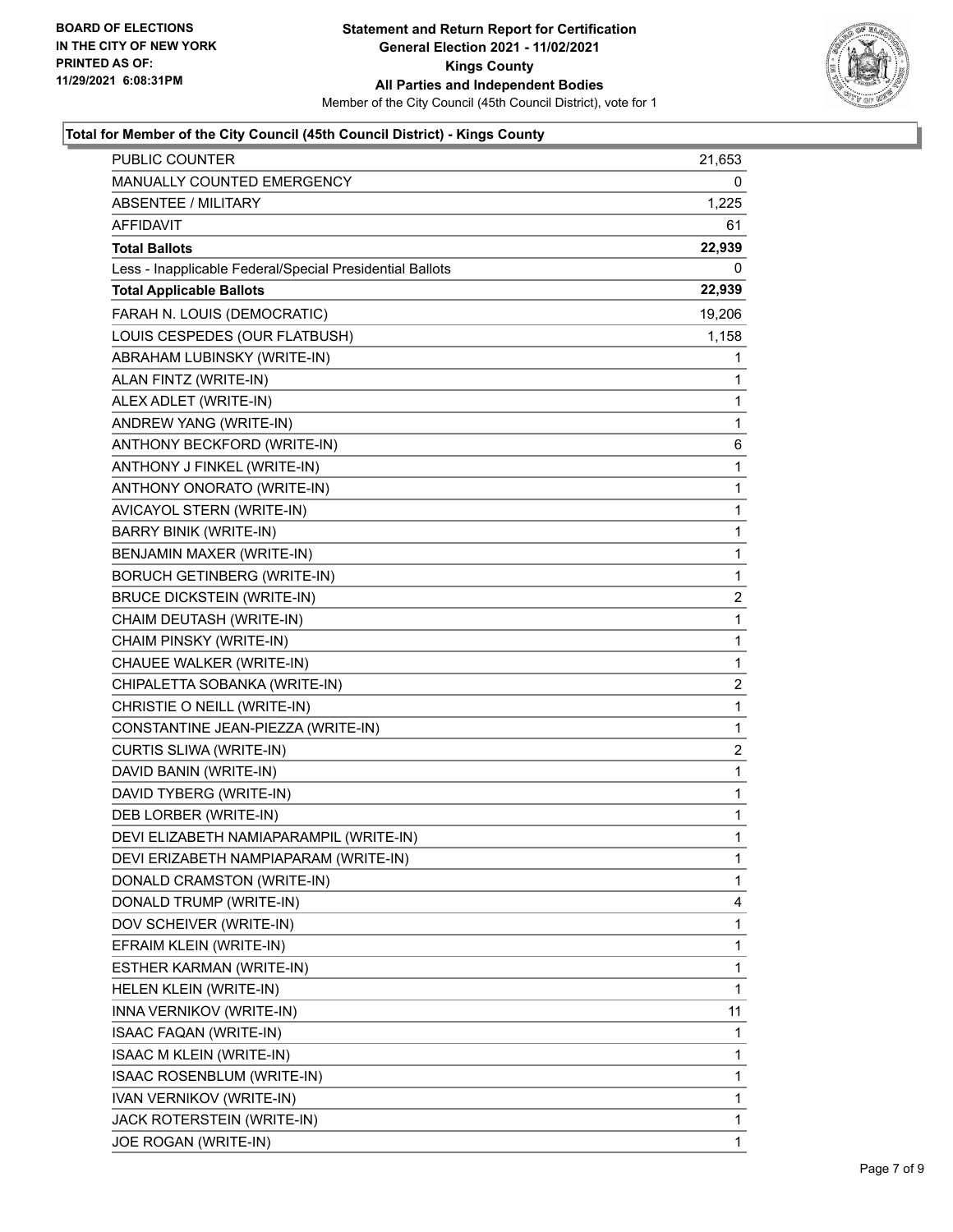BOARD OF ELECTIONS
IN THE CITY OF NEW YORK
PRINTED AS OF:
11/29/2021 6:08:31PM

**Statement and Return Report for Certification**
**General Election 2021 - 11/02/2021**
**Kings County**
**All Parties and Independent Bodies**
Member of the City Council (45th Council District), vote for 1

### Total for Member of the City Council (45th Council District) - Kings County

| | |
|---|---|
| PUBLIC COUNTER | 21,653 |
| MANUALLY COUNTED EMERGENCY | 0 |
| ABSENTEE / MILITARY | 1,225 |
| AFFIDAVIT | 61 |
| **Total Ballots** | **22,939** |
| Less - Inapplicable Federal/Special Presidential Ballots | 0 |
| **Total Applicable Ballots** | **22,939** |
| FARAH N. LOUIS (DEMOCRATIC) | 19,206 |
| LOUIS CESPEDES (OUR FLATBUSH) | 1,158 |
| ABRAHAM LUBINSKY (WRITE-IN) | 1 |
| ALAN FINTZ (WRITE-IN) | 1 |
| ALEX ADLET (WRITE-IN) | 1 |
| ANDREW YANG (WRITE-IN) | 1 |
| ANTHONY BECKFORD (WRITE-IN) | 6 |
| ANTHONY J FINKEL (WRITE-IN) | 1 |
| ANTHONY ONORATO (WRITE-IN) | 1 |
| AVICAYOL STERN (WRITE-IN) | 1 |
| BARRY BINIK (WRITE-IN) | 1 |
| BENJAMIN MAXER (WRITE-IN) | 1 |
| BORUCH GETINBERG (WRITE-IN) | 1 |
| BRUCE DICKSTEIN (WRITE-IN) | 2 |
| CHAIM DEUTASH (WRITE-IN) | 1 |
| CHAIM PINSKY (WRITE-IN) | 1 |
| CHAUEE WALKER (WRITE-IN) | 1 |
| CHIPALETTA SOBANKA (WRITE-IN) | 2 |
| CHRISTIE O NEILL (WRITE-IN) | 1 |
| CONSTANTINE JEAN-PIEZZA (WRITE-IN) | 1 |
| CURTIS SLIWA (WRITE-IN) | 2 |
| DAVID BANIN (WRITE-IN) | 1 |
| DAVID TYBERG (WRITE-IN) | 1 |
| DEB LORBER (WRITE-IN) | 1 |
| DEVI ELIZABETH NAMIAPARAMPIL (WRITE-IN) | 1 |
| DEVI ERIZABETH NAMPIAPARAM (WRITE-IN) | 1 |
| DONALD CRAMSTON (WRITE-IN) | 1 |
| DONALD TRUMP (WRITE-IN) | 4 |
| DOV SCHEIVER (WRITE-IN) | 1 |
| EFRAIM KLEIN (WRITE-IN) | 1 |
| ESTHER KARMAN (WRITE-IN) | 1 |
| HELEN KLEIN (WRITE-IN) | 1 |
| INNA VERNIKOV (WRITE-IN) | 11 |
| ISAAC FAQAN (WRITE-IN) | 1 |
| ISAAC M KLEIN (WRITE-IN) | 1 |
| ISAAC ROSENBLUM (WRITE-IN) | 1 |
| IVAN VERNIKOV (WRITE-IN) | 1 |
| JACK ROTERSTEIN (WRITE-IN) | 1 |
| JOE ROGAN (WRITE-IN) | 1 |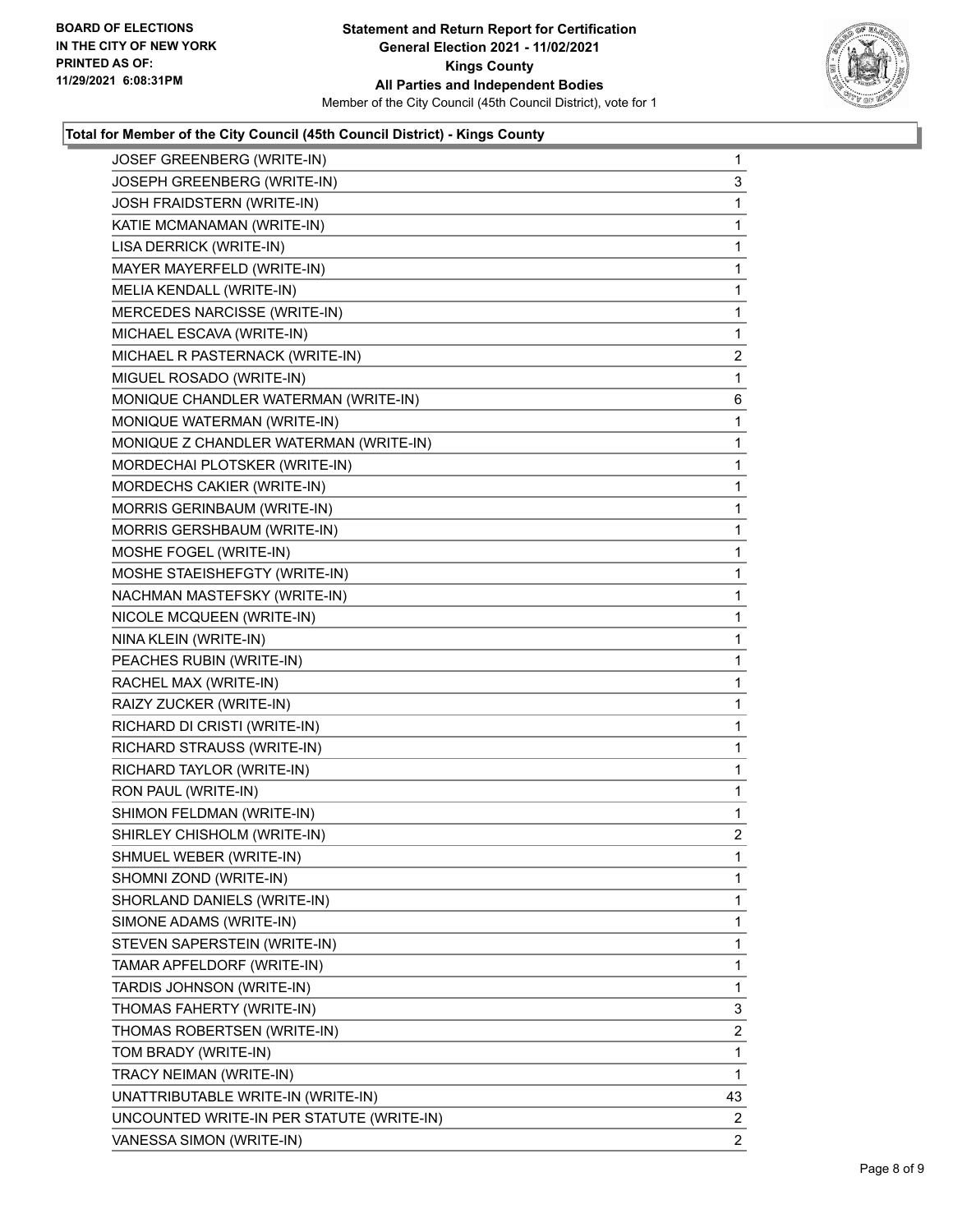**BOARD OF ELECTIONS IN THE CITY OF NEW YORK PRINTED AS OF: 11/29/2021 6:08:31PM**

**Statement and Return Report for Certification General Election 2021 - 11/02/2021 Kings County All Parties and Independent Bodies**

Member of the City Council (45th Council District), vote for 1

### Total for Member of the City Council (45th Council District) - Kings County

| Candidate | Votes |
|---|---|
| JOSEF GREENBERG (WRITE-IN) | 1 |
| JOSEPH GREENBERG (WRITE-IN) | 3 |
| JOSH FRAIDSTERN (WRITE-IN) | 1 |
| KATIE MCMANAMAN (WRITE-IN) | 1 |
| LISA DERRICK (WRITE-IN) | 1 |
| MAYER MAYERFELD (WRITE-IN) | 1 |
| MELIA KENDALL (WRITE-IN) | 1 |
| MERCEDES NARCISSE (WRITE-IN) | 1 |
| MICHAEL ESCAVA (WRITE-IN) | 1 |
| MICHAEL R PASTERNACK (WRITE-IN) | 2 |
| MIGUEL ROSADO (WRITE-IN) | 1 |
| MONIQUE CHANDLER WATERMAN (WRITE-IN) | 6 |
| MONIQUE WATERMAN (WRITE-IN) | 1 |
| MONIQUE Z CHANDLER WATERMAN (WRITE-IN) | 1 |
| MORDECHAI PLOTSKER (WRITE-IN) | 1 |
| MORDECHS CAKIER (WRITE-IN) | 1 |
| MORRIS GERINBAUM (WRITE-IN) | 1 |
| MORRIS GERSHBAUM (WRITE-IN) | 1 |
| MOSHE FOGEL (WRITE-IN) | 1 |
| MOSHE STAEISHEFGTY (WRITE-IN) | 1 |
| NACHMAN MASTEFSKY (WRITE-IN) | 1 |
| NICOLE MCQUEEN (WRITE-IN) | 1 |
| NINA KLEIN (WRITE-IN) | 1 |
| PEACHES RUBIN (WRITE-IN) | 1 |
| RACHEL MAX (WRITE-IN) | 1 |
| RAIZY ZUCKER (WRITE-IN) | 1 |
| RICHARD DI CRISTI (WRITE-IN) | 1 |
| RICHARD STRAUSS (WRITE-IN) | 1 |
| RICHARD TAYLOR (WRITE-IN) | 1 |
| RON PAUL (WRITE-IN) | 1 |
| SHIMON FELDMAN (WRITE-IN) | 1 |
| SHIRLEY CHISHOLM (WRITE-IN) | 2 |
| SHMUEL WEBER (WRITE-IN) | 1 |
| SHOMNI ZOND (WRITE-IN) | 1 |
| SHORLAND DANIELS (WRITE-IN) | 1 |
| SIMONE ADAMS (WRITE-IN) | 1 |
| STEVEN SAPERSTEIN (WRITE-IN) | 1 |
| TAMAR APFELDORF (WRITE-IN) | 1 |
| TARDIS JOHNSON (WRITE-IN) | 1 |
| THOMAS FAHERTY (WRITE-IN) | 3 |
| THOMAS ROBERTSEN (WRITE-IN) | 2 |
| TOM BRADY (WRITE-IN) | 1 |
| TRACY NEIMAN (WRITE-IN) | 1 |
| UNATTRIBUTABLE WRITE-IN (WRITE-IN) | 43 |
| UNCOUNTED WRITE-IN PER STATUTE (WRITE-IN) | 2 |
| VANESSA SIMON (WRITE-IN) | 2 |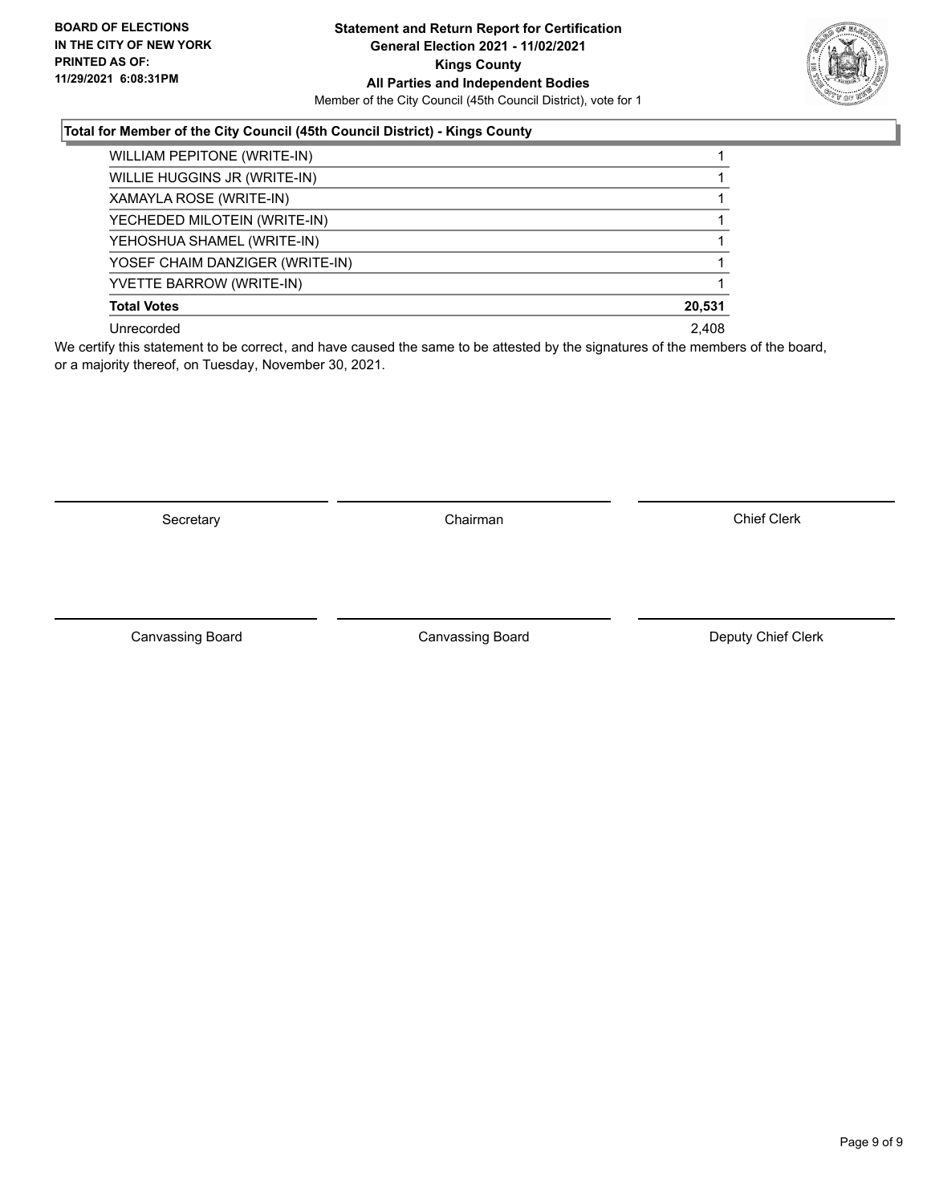**BOARD OF ELECTIONS IN THE CITY OF NEW YORK PRINTED AS OF: 11/29/2021 6:08:31PM**

**Statement and Return Report for Certification General Election 2021 - 11/02/2021 Kings County All Parties and Independent Bodies**

Member of the City Council (45th Council District), vote for 1

**Total for Member of the City Council (45th Council District) - Kings County**

| | |
|---|---|
| WILLIAM PEPITONE (WRITE-IN) | 1 |
| WILLIE HUGGINS JR (WRITE-IN) | 1 |
| XAMAYLA ROSE (WRITE-IN) | 1 |
| YECHEDED MILOTEIN (WRITE-IN) | 1 |
| YEHOSHUA SHAMEL (WRITE-IN) | 1 |
| YOSEF CHAIM DANZIGER (WRITE-IN) | 1 |
| YVETTE BARROW (WRITE-IN) | 1 |
| **Total Votes** | **20,531** |
| Unrecorded | 2,408 |

We certify this statement to be correct, and have caused the same to be attested by the signatures of the members of the board, or a majority thereof, on Tuesday, November 30, 2021.

Secretary    Chairman    Chief Clerk

Canvassing Board    Canvassing Board    Deputy Chief Clerk